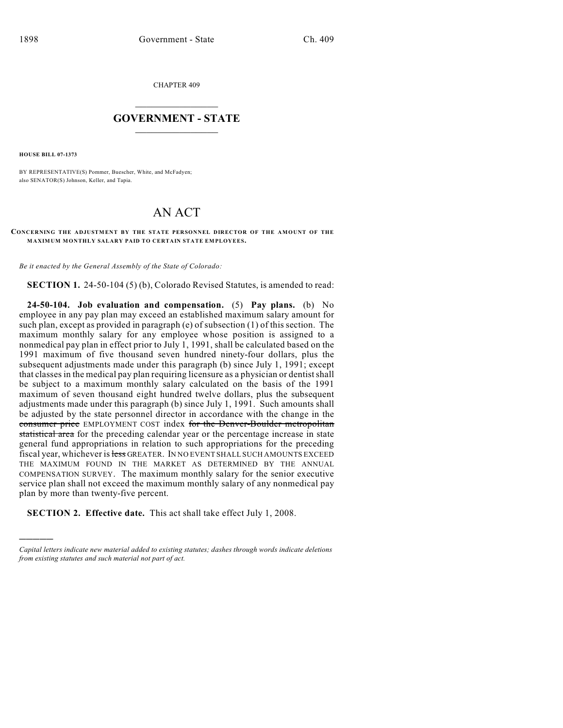CHAPTER 409

## GOVERNMENT - STATE

**HOUSE BILL 07-1373**

BY REPRESENTATIVE(S) Pommer, Buescher, White, and McFadyen;
also SENATOR(S) Johnson, Keller, and Tapia.

# AN ACT

**CONCERNING THE ADJUSTMENT BY THE STATE PERSONNEL DIRECTOR OF THE AMOUNT OF THE MAXIMUM MONTHLY SALARY PAID TO CERTAIN STATE EMPLOYEES.**

*Be it enacted by the General Assembly of the State of Colorado:*

**SECTION 1.** 24-50-104 (5) (b), Colorado Revised Statutes, is amended to read:

**24-50-104. Job evaluation and compensation.** (5) **Pay plans.** (b) No employee in any pay plan may exceed an established maximum salary amount for such plan, except as provided in paragraph (e) of subsection (1) of this section. The maximum monthly salary for any employee whose position is assigned to a nonmedical pay plan in effect prior to July 1, 1991, shall be calculated based on the 1991 maximum of five thousand seven hundred ninety-four dollars, plus the subsequent adjustments made under this paragraph (b) since July 1, 1991; except that classes in the medical pay plan requiring licensure as a physician or dentist shall be subject to a maximum monthly salary calculated on the basis of the 1991 maximum of seven thousand eight hundred twelve dollars, plus the subsequent adjustments made under this paragraph (b) since July 1, 1991. Such amounts shall be adjusted by the state personnel director in accordance with the change in the ~~consumer price~~ EMPLOYMENT COST index ~~for the Denver-Boulder metropolitan statistical area~~ for the preceding calendar year or the percentage increase in state general fund appropriations in relation to such appropriations for the preceding fiscal year, whichever is ~~less~~ GREATER. IN NO EVENT SHALL SUCH AMOUNTS EXCEED THE MAXIMUM FOUND IN THE MARKET AS DETERMINED BY THE ANNUAL COMPENSATION SURVEY. The maximum monthly salary for the senior executive service plan shall not exceed the maximum monthly salary of any nonmedical pay plan by more than twenty-five percent.

**SECTION 2. Effective date.** This act shall take effect July 1, 2008.

---

*Capital letters indicate new material added to existing statutes; dashes through words indicate deletions from existing statutes and such material not part of act.*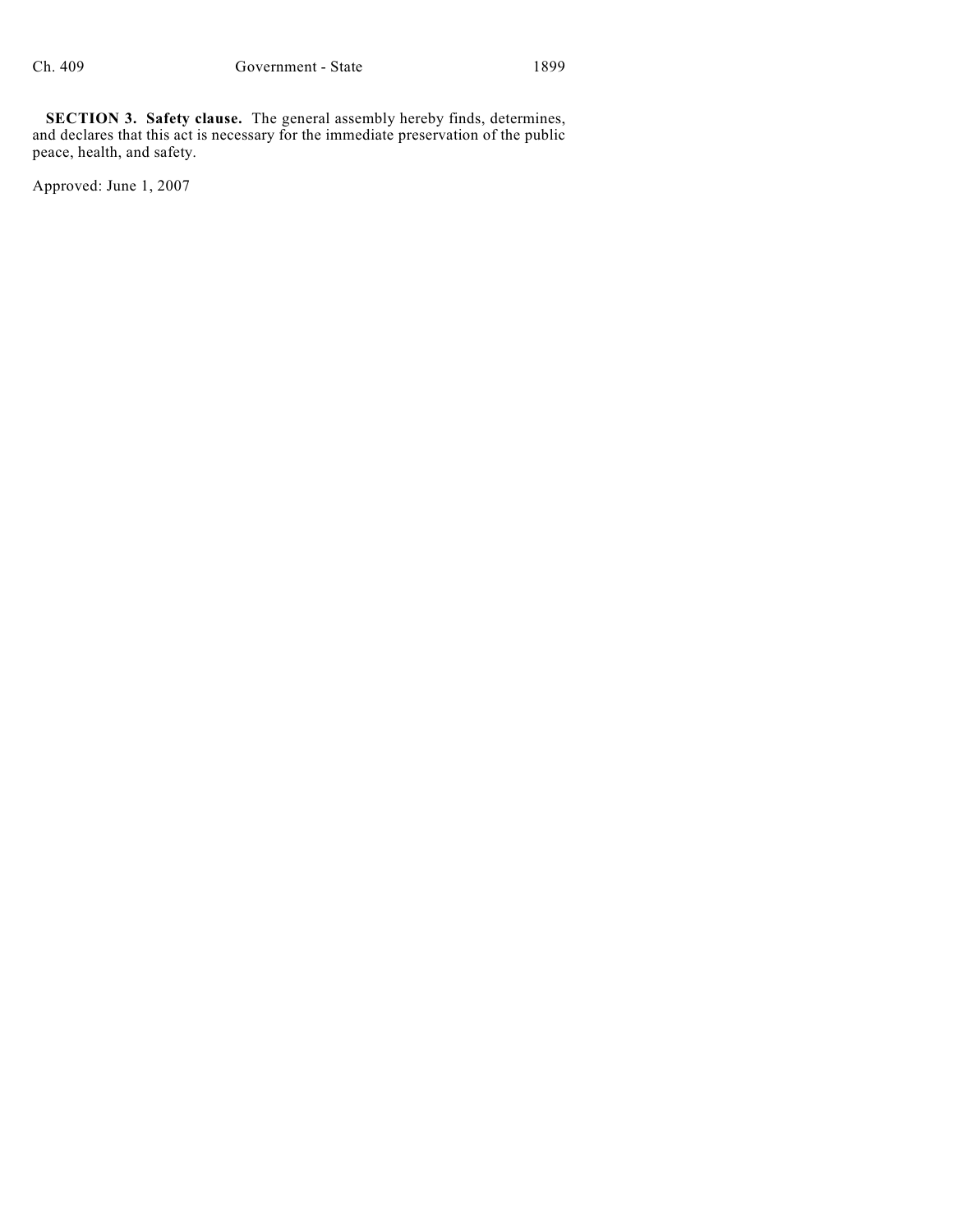**SECTION 3. Safety clause.** The general assembly hereby finds, determines, and declares that this act is necessary for the immediate preservation of the public peace, health, and safety.

Approved: June 1, 2007